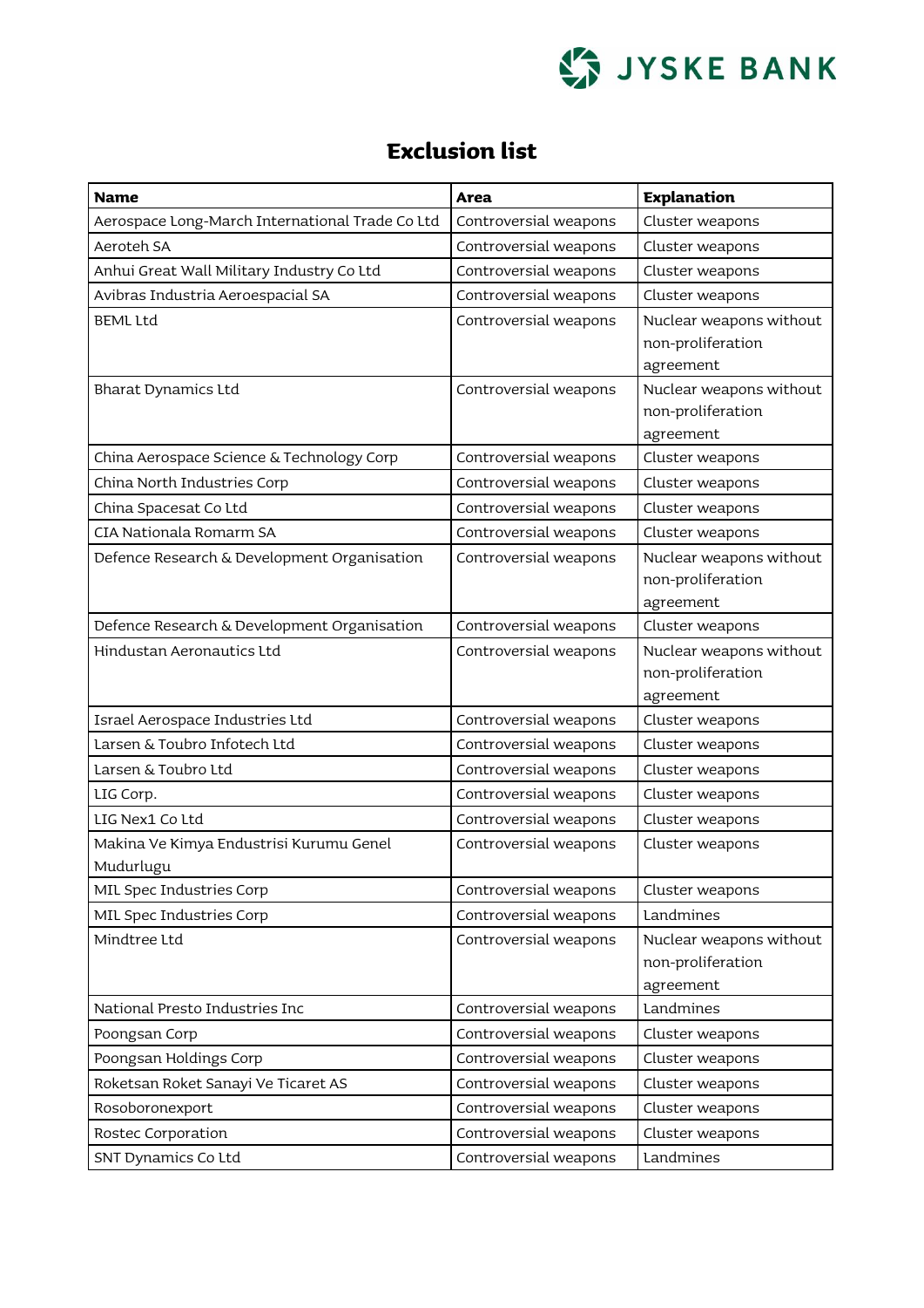# Exclusion list

| Name | Area | Explanation |
|---|---|---|
| Aerospace Long-March International Trade Co Ltd | Controversial weapons | Cluster weapons |
| Aeroteh SA | Controversial weapons | Cluster weapons |
| Anhui Great Wall Military Industry Co Ltd | Controversial weapons | Cluster weapons |
| Avibras Industria Aeroespacial SA | Controversial weapons | Cluster weapons |
| BEML Ltd | Controversial weapons | Nuclear weapons without non-proliferation agreement |
| Bharat Dynamics Ltd | Controversial weapons | Nuclear weapons without non-proliferation agreement |
| China Aerospace Science & Technology Corp | Controversial weapons | Cluster weapons |
| China North Industries Corp | Controversial weapons | Cluster weapons |
| China Spacesat Co Ltd | Controversial weapons | Cluster weapons |
| CIA Nationala Romarm SA | Controversial weapons | Cluster weapons |
| Defence Research & Development Organisation | Controversial weapons | Nuclear weapons without non-proliferation agreement |
| Defence Research & Development Organisation | Controversial weapons | Cluster weapons |
| Hindustan Aeronautics Ltd | Controversial weapons | Nuclear weapons without non-proliferation agreement |
| Israel Aerospace Industries Ltd | Controversial weapons | Cluster weapons |
| Larsen & Toubro Infotech Ltd | Controversial weapons | Cluster weapons |
| Larsen & Toubro Ltd | Controversial weapons | Cluster weapons |
| LIG Corp. | Controversial weapons | Cluster weapons |
| LIG Nex1 Co Ltd | Controversial weapons | Cluster weapons |
| Makina Ve Kimya Endustrisi Kurumu Genel Mudurlugu | Controversial weapons | Cluster weapons |
| MIL Spec Industries Corp | Controversial weapons | Cluster weapons |
| MIL Spec Industries Corp | Controversial weapons | Landmines |
| Mindtree Ltd | Controversial weapons | Nuclear weapons without non-proliferation agreement |
| National Presto Industries Inc | Controversial weapons | Landmines |
| Poongsan Corp | Controversial weapons | Cluster weapons |
| Poongsan Holdings Corp | Controversial weapons | Cluster weapons |
| Roketsan Roket Sanayi Ve Ticaret AS | Controversial weapons | Cluster weapons |
| Rosoboronexport | Controversial weapons | Cluster weapons |
| Rostec Corporation | Controversial weapons | Cluster weapons |
| SNT Dynamics Co Ltd | Controversial weapons | Landmines |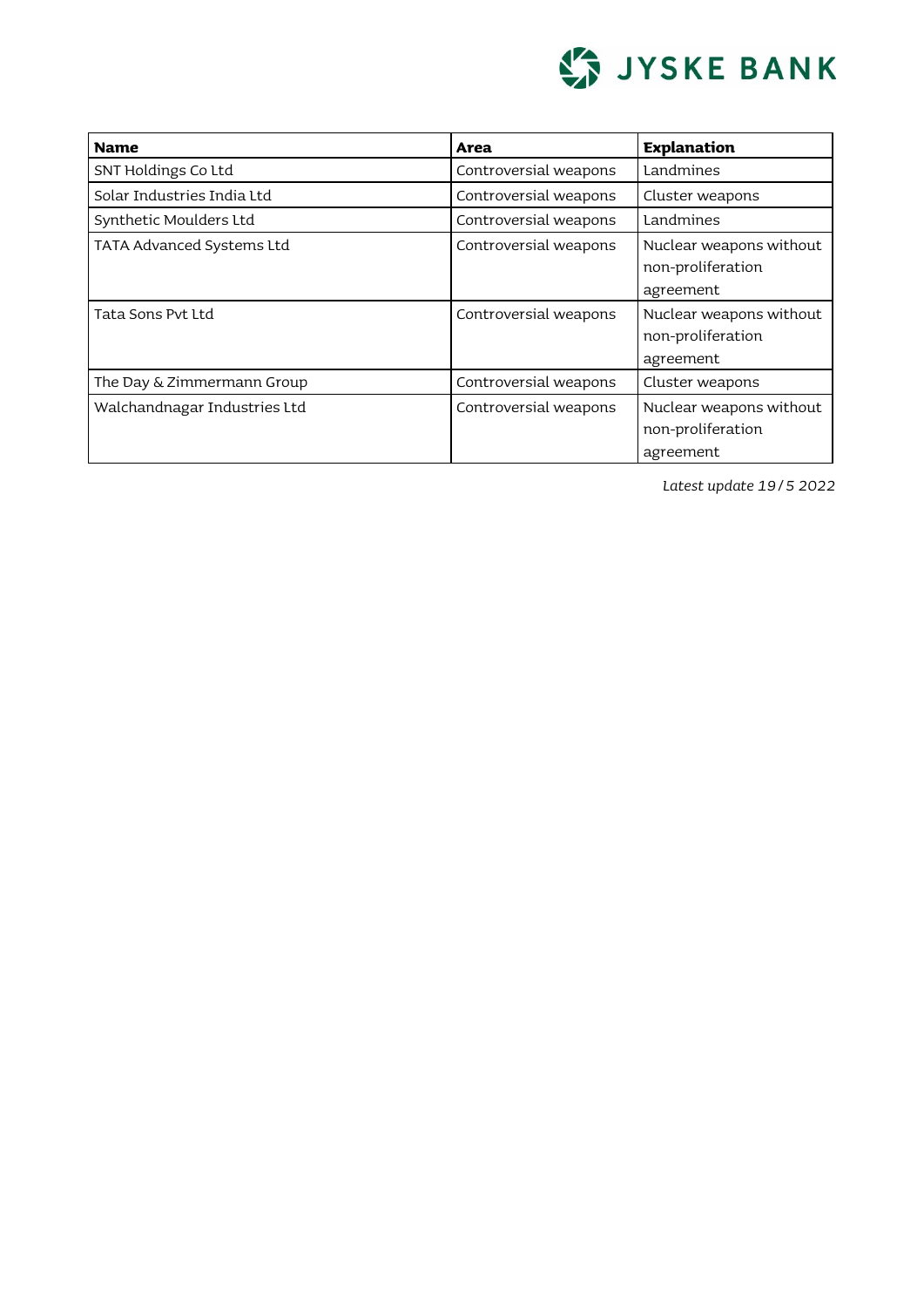| Name | Area | Explanation |
|---|---|---|
| SNT Holdings Co Ltd | Controversial weapons | Landmines |
| Solar Industries India Ltd | Controversial weapons | Cluster weapons |
| Synthetic Moulders Ltd | Controversial weapons | Landmines |
| TATA Advanced Systems Ltd | Controversial weapons | Nuclear weapons without non-proliferation agreement |
| Tata Sons Pvt Ltd | Controversial weapons | Nuclear weapons without non-proliferation agreement |
| The Day & Zimmermann Group | Controversial weapons | Cluster weapons |
| Walchandnagar Industries Ltd | Controversial weapons | Nuclear weapons without non-proliferation agreement |

*Latest update 19/5 2022*